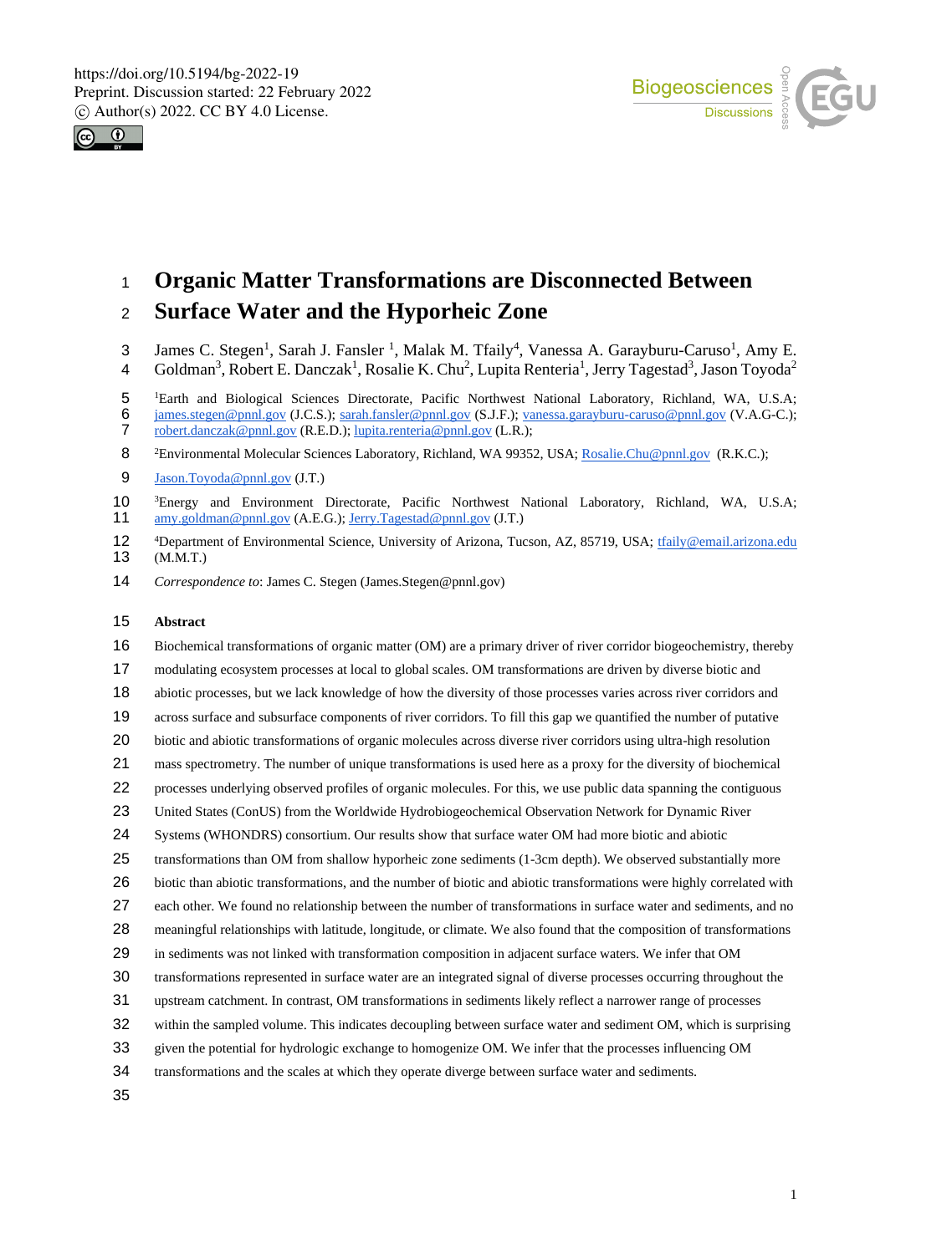# Organic Matter Transformations are Disconnected Between Surface Water and the Hyporheic Zone

James C. Stegen[1], Sarah J. Fansler [1], Malak M. Tfaily[4], Vanessa A. Garayburu-Caruso[1], Amy E. Goldman[3], Robert E. Danczak[1], Rosalie K. Chu[2], Lupita Renteria[1], Jerry Tagestad[3], Jason Toyoda[2]

[1]Earth and Biological Sciences Directorate, Pacific Northwest National Laboratory, Richland, WA, U.S.A; james.stegen@pnnl.gov (J.C.S.); sarah.fansler@pnnl.gov (S.J.F.); vanessa.garayburu-caruso@pnnl.gov (V.A.G-C.); robert.danczak@pnnl.gov (R.E.D.); lupita.renteria@pnnl.gov (L.R.);

[2]Environmental Molecular Sciences Laboratory, Richland, WA 99352, USA; Rosalie.Chu@pnnl.gov (R.K.C.); Jason.Toyoda@pnnl.gov (J.T.)

[3]Energy and Environment Directorate, Pacific Northwest National Laboratory, Richland, WA, U.S.A; amy.goldman@pnnl.gov (A.E.G.); Jerry.Tagestad@pnnl.gov (J.T.)

[4]Department of Environmental Science, University of Arizona, Tucson, AZ, 85719, USA; tfaily@email.arizona.edu (M.M.T.)

*Correspondence to*: James C. Stegen (James.Stegen@pnnl.gov)

**Abstract**

Biochemical transformations of organic matter (OM) are a primary driver of river corridor biogeochemistry, thereby modulating ecosystem processes at local to global scales. OM transformations are driven by diverse biotic and abiotic processes, but we lack knowledge of how the diversity of those processes varies across river corridors and across surface and subsurface components of river corridors. To fill this gap we quantified the number of putative biotic and abiotic transformations of organic molecules across diverse river corridors using ultra-high resolution mass spectrometry. The number of unique transformations is used here as a proxy for the diversity of biochemical processes underlying observed profiles of organic molecules. For this, we use public data spanning the contiguous United States (ConUS) from the Worldwide Hydrobiogeochemical Observation Network for Dynamic River Systems (WHONDRS) consortium. Our results show that surface water OM had more biotic and abiotic transformations than OM from shallow hyporheic zone sediments (1-3cm depth). We observed substantially more biotic than abiotic transformations, and the number of biotic and abiotic transformations were highly correlated with each other. We found no relationship between the number of transformations in surface water and sediments, and no meaningful relationships with latitude, longitude, or climate. We also found that the composition of transformations in sediments was not linked with transformation composition in adjacent surface waters. We infer that OM transformations represented in surface water are an integrated signal of diverse processes occurring throughout the upstream catchment. In contrast, OM transformations in sediments likely reflect a narrower range of processes within the sampled volume. This indicates decoupling between surface water and sediment OM, which is surprising given the potential for hydrologic exchange to homogenize OM. We infer that the processes influencing OM transformations and the scales at which they operate diverge between surface water and sediments.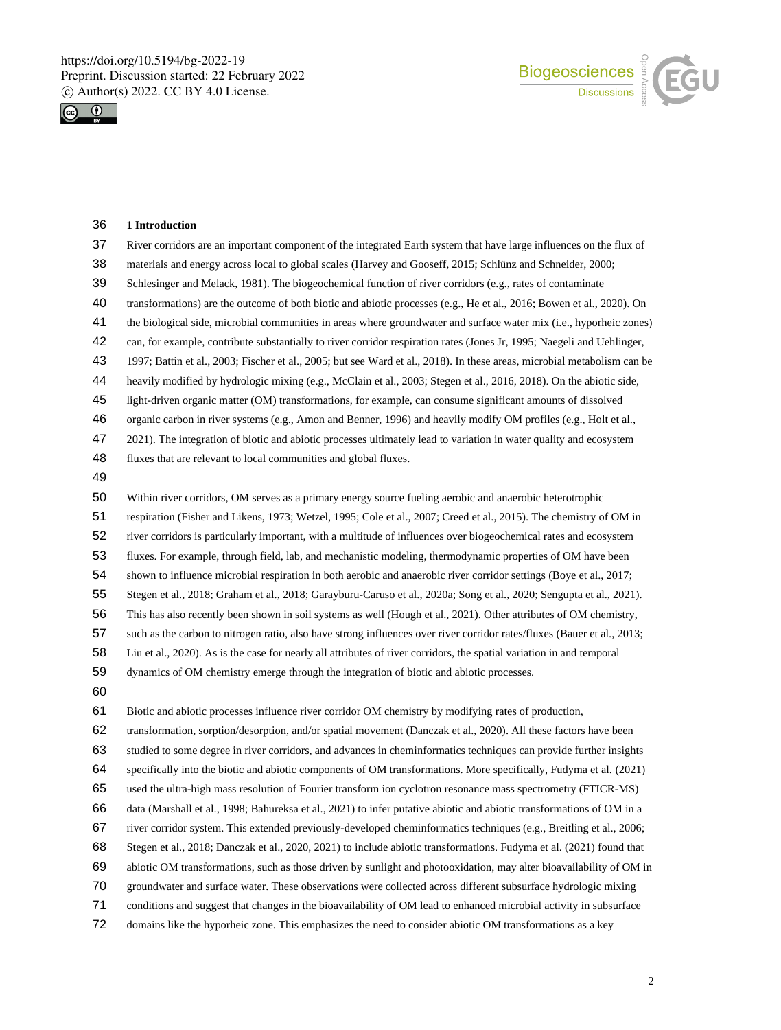## 1 Introduction

River corridors are an important component of the integrated Earth system that have large influences on the flux of materials and energy across local to global scales (Harvey and Gooseff, 2015; Schlünz and Schneider, 2000; Schlesinger and Melack, 1981). The biogeochemical function of river corridors (e.g., rates of contaminate transformations) are the outcome of both biotic and abiotic processes (e.g., He et al., 2016; Bowen et al., 2020). On the biological side, microbial communities in areas where groundwater and surface water mix (i.e., hyporheic zones) can, for example, contribute substantially to river corridor respiration rates (Jones Jr, 1995; Naegeli and Uehlinger, 1997; Battin et al., 2003; Fischer et al., 2005; but see Ward et al., 2018). In these areas, microbial metabolism can be heavily modified by hydrologic mixing (e.g., McClain et al., 2003; Stegen et al., 2016, 2018). On the abiotic side, light-driven organic matter (OM) transformations, for example, can consume significant amounts of dissolved organic carbon in river systems (e.g., Amon and Benner, 1996) and heavily modify OM profiles (e.g., Holt et al., 2021). The integration of biotic and abiotic processes ultimately lead to variation in water quality and ecosystem fluxes that are relevant to local communities and global fluxes.

Within river corridors, OM serves as a primary energy source fueling aerobic and anaerobic heterotrophic respiration (Fisher and Likens, 1973; Wetzel, 1995; Cole et al., 2007; Creed et al., 2015). The chemistry of OM in river corridors is particularly important, with a multitude of influences over biogeochemical rates and ecosystem fluxes. For example, through field, lab, and mechanistic modeling, thermodynamic properties of OM have been shown to influence microbial respiration in both aerobic and anaerobic river corridor settings (Boye et al., 2017; Stegen et al., 2018; Graham et al., 2018; Garayburu-Caruso et al., 2020a; Song et al., 2020; Sengupta et al., 2021). This has also recently been shown in soil systems as well (Hough et al., 2021). Other attributes of OM chemistry, such as the carbon to nitrogen ratio, also have strong influences over river corridor rates/fluxes (Bauer et al., 2013; Liu et al., 2020). As is the case for nearly all attributes of river corridors, the spatial variation in and temporal dynamics of OM chemistry emerge through the integration of biotic and abiotic processes.

Biotic and abiotic processes influence river corridor OM chemistry by modifying rates of production, transformation, sorption/desorption, and/or spatial movement (Danczak et al., 2020). All these factors have been studied to some degree in river corridors, and advances in cheminformatics techniques can provide further insights specifically into the biotic and abiotic components of OM transformations. More specifically, Fudyma et al. (2021) used the ultra-high mass resolution of Fourier transform ion cyclotron resonance mass spectrometry (FTICR-MS) data (Marshall et al., 1998; Bahureksa et al., 2021) to infer putative abiotic and abiotic transformations of OM in a river corridor system. This extended previously-developed cheminformatics techniques (e.g., Breitling et al., 2006; Stegen et al., 2018; Danczak et al., 2020, 2021) to include abiotic transformations. Fudyma et al. (2021) found that abiotic OM transformations, such as those driven by sunlight and photooxidation, may alter bioavailability of OM in groundwater and surface water. These observations were collected across different subsurface hydrologic mixing conditions and suggest that changes in the bioavailability of OM lead to enhanced microbial activity in subsurface domains like the hyporheic zone. This emphasizes the need to consider abiotic OM transformations as a key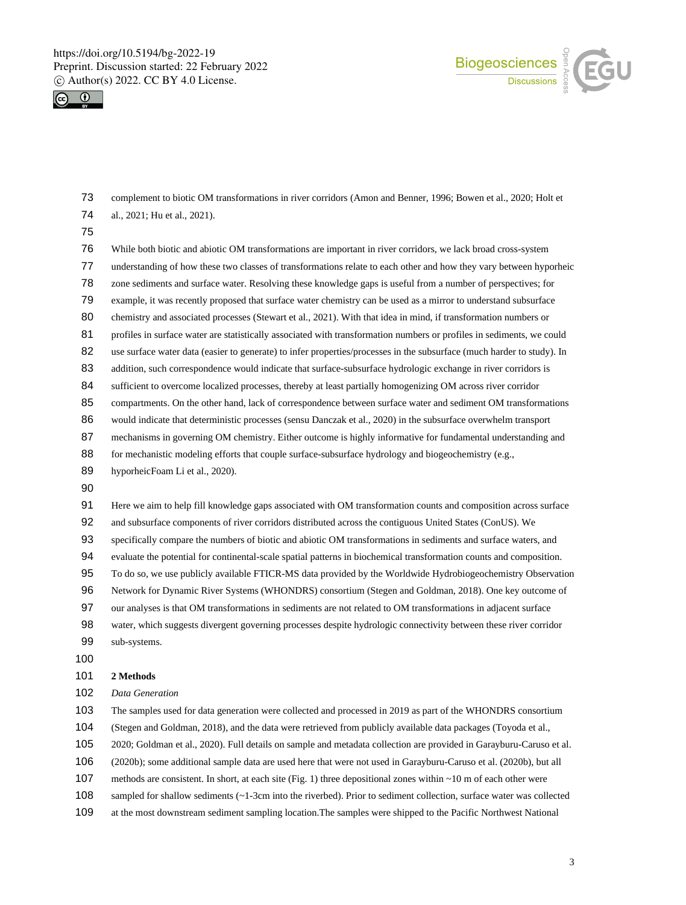complement to biotic OM transformations in river corridors (Amon and Benner, 1996; Bowen et al., 2020; Holt et al., 2021; Hu et al., 2021).

While both biotic and abiotic OM transformations are important in river corridors, we lack broad cross-system understanding of how these two classes of transformations relate to each other and how they vary between hyporheic zone sediments and surface water. Resolving these knowledge gaps is useful from a number of perspectives; for example, it was recently proposed that surface water chemistry can be used as a mirror to understand subsurface chemistry and associated processes (Stewart et al., 2021). With that idea in mind, if transformation numbers or profiles in surface water are statistically associated with transformation numbers or profiles in sediments, we could use surface water data (easier to generate) to infer properties/processes in the subsurface (much harder to study). In addition, such correspondence would indicate that surface-subsurface hydrologic exchange in river corridors is sufficient to overcome localized processes, thereby at least partially homogenizing OM across river corridor compartments. On the other hand, lack of correspondence between surface water and sediment OM transformations would indicate that deterministic processes (sensu Danczak et al., 2020) in the subsurface overwhelm transport mechanisms in governing OM chemistry. Either outcome is highly informative for fundamental understanding and for mechanistic modeling efforts that couple surface-subsurface hydrology and biogeochemistry (e.g., hyporheicFoam Li et al., 2020).

Here we aim to help fill knowledge gaps associated with OM transformation counts and composition across surface and subsurface components of river corridors distributed across the contiguous United States (ConUS). We specifically compare the numbers of biotic and abiotic OM transformations in sediments and surface waters, and evaluate the potential for continental-scale spatial patterns in biochemical transformation counts and composition. To do so, we use publicly available FTICR-MS data provided by the Worldwide Hydrobiogeochemistry Observation Network for Dynamic River Systems (WHONDRS) consortium (Stegen and Goldman, 2018). One key outcome of our analyses is that OM transformations in sediments are not related to OM transformations in adjacent surface water, which suggests divergent governing processes despite hydrologic connectivity between these river corridor sub-systems.

## 2 Methods

*Data Generation*

The samples used for data generation were collected and processed in 2019 as part of the WHONDRS consortium (Stegen and Goldman, 2018), and the data were retrieved from publicly available data packages (Toyoda et al., 2020; Goldman et al., 2020). Full details on sample and metadata collection are provided in Garayburu-Caruso et al. (2020b); some additional sample data are used here that were not used in Garayburu-Caruso et al. (2020b), but all methods are consistent. In short, at each site (Fig. 1) three depositional zones within ~10 m of each other were sampled for shallow sediments (~1-3cm into the riverbed). Prior to sediment collection, surface water was collected at the most downstream sediment sampling location.The samples were shipped to the Pacific Northwest National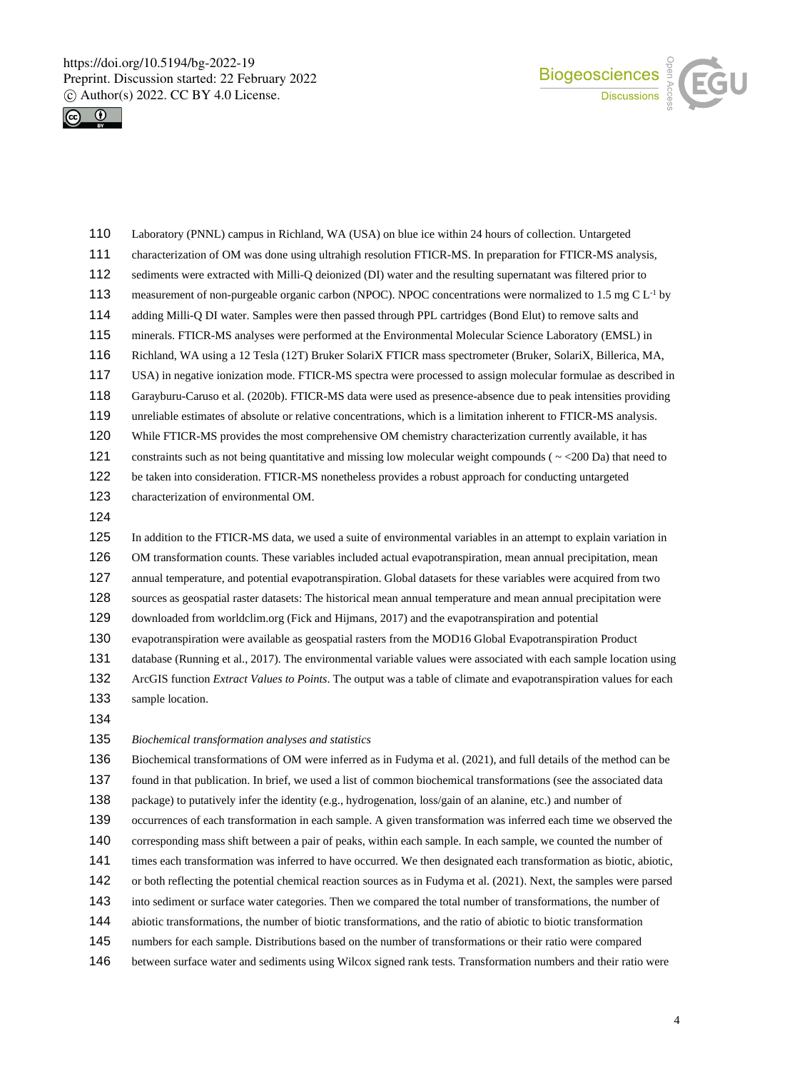Laboratory (PNNL) campus in Richland, WA (USA) on blue ice within 24 hours of collection. Untargeted characterization of OM was done using ultrahigh resolution FTICR-MS. In preparation for FTICR-MS analysis, sediments were extracted with Milli-Q deionized (DI) water and the resulting supernatant was filtered prior to measurement of non-purgeable organic carbon (NPOC). NPOC concentrations were normalized to 1.5 mg C L$^{-1}$ by adding Milli-Q DI water. Samples were then passed through PPL cartridges (Bond Elut) to remove salts and minerals. FTICR-MS analyses were performed at the Environmental Molecular Science Laboratory (EMSL) in Richland, WA using a 12 Tesla (12T) Bruker SolariX FTICR mass spectrometer (Bruker, SolariX, Billerica, MA, USA) in negative ionization mode. FTICR-MS spectra were processed to assign molecular formulae as described in Garayburu-Caruso et al. (2020b). FTICR-MS data were used as presence-absence due to peak intensities providing unreliable estimates of absolute or relative concentrations, which is a limitation inherent to FTICR-MS analysis. While FTICR-MS provides the most comprehensive OM chemistry characterization currently available, it has constraints such as not being quantitative and missing low molecular weight compounds ( ~ <200 Da) that need to be taken into consideration. FTICR-MS nonetheless provides a robust approach for conducting untargeted characterization of environmental OM.

In addition to the FTICR-MS data, we used a suite of environmental variables in an attempt to explain variation in OM transformation counts. These variables included actual evapotranspiration, mean annual precipitation, mean annual temperature, and potential evapotranspiration. Global datasets for these variables were acquired from two sources as geospatial raster datasets: The historical mean annual temperature and mean annual precipitation were downloaded from worldclim.org (Fick and Hijmans, 2017) and the evapotranspiration and potential evapotranspiration were available as geospatial rasters from the MOD16 Global Evapotranspiration Product database (Running et al., 2017). The environmental variable values were associated with each sample location using ArcGIS function *Extract Values to Points*. The output was a table of climate and evapotranspiration values for each sample location.

*Biochemical transformation analyses and statistics*

Biochemical transformations of OM were inferred as in Fudyma et al. (2021), and full details of the method can be found in that publication. In brief, we used a list of common biochemical transformations (see the associated data package) to putatively infer the identity (e.g., hydrogenation, loss/gain of an alanine, etc.) and number of occurrences of each transformation in each sample. A given transformation was inferred each time we observed the corresponding mass shift between a pair of peaks, within each sample. In each sample, we counted the number of times each transformation was inferred to have occurred. We then designated each transformation as biotic, abiotic, or both reflecting the potential chemical reaction sources as in Fudyma et al. (2021). Next, the samples were parsed into sediment or surface water categories. Then we compared the total number of transformations, the number of abiotic transformations, the number of biotic transformations, and the ratio of abiotic to biotic transformation numbers for each sample. Distributions based on the number of transformations or their ratio were compared between surface water and sediments using Wilcox signed rank tests. Transformation numbers and their ratio were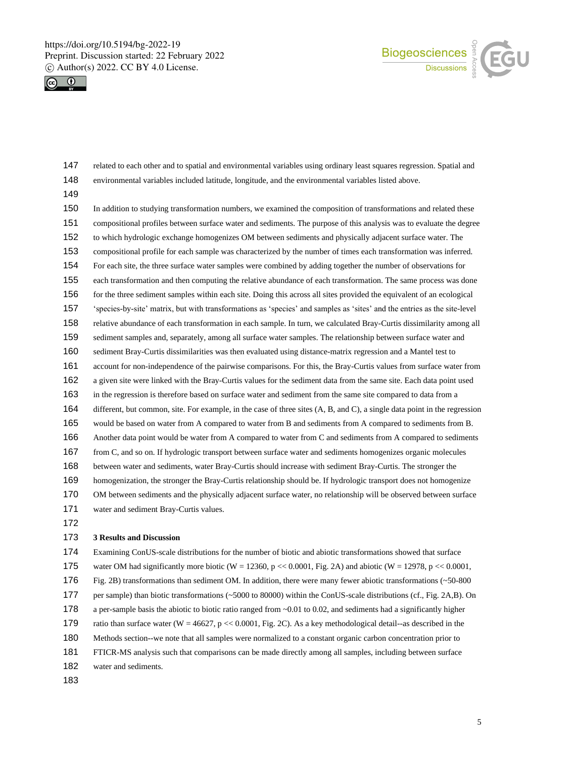related to each other and to spatial and environmental variables using ordinary least squares regression. Spatial and environmental variables included latitude, longitude, and the environmental variables listed above.

In addition to studying transformation numbers, we examined the composition of transformations and related these compositional profiles between surface water and sediments. The purpose of this analysis was to evaluate the degree to which hydrologic exchange homogenizes OM between sediments and physically adjacent surface water. The compositional profile for each sample was characterized by the number of times each transformation was inferred. For each site, the three surface water samples were combined by adding together the number of observations for each transformation and then computing the relative abundance of each transformation. The same process was done for the three sediment samples within each site. Doing this across all sites provided the equivalent of an ecological 'species-by-site' matrix, but with transformations as 'species' and samples as 'sites' and the entries as the site-level relative abundance of each transformation in each sample. In turn, we calculated Bray-Curtis dissimilarity among all sediment samples and, separately, among all surface water samples. The relationship between surface water and sediment Bray-Curtis dissimilarities was then evaluated using distance-matrix regression and a Mantel test to account for non-independence of the pairwise comparisons. For this, the Bray-Curtis values from surface water from a given site were linked with the Bray-Curtis values for the sediment data from the same site. Each data point used in the regression is therefore based on surface water and sediment from the same site compared to data from a different, but common, site. For example, in the case of three sites (A, B, and C), a single data point in the regression would be based on water from A compared to water from B and sediments from A compared to sediments from B. Another data point would be water from A compared to water from C and sediments from A compared to sediments from C, and so on. If hydrologic transport between surface water and sediments homogenizes organic molecules between water and sediments, water Bray-Curtis should increase with sediment Bray-Curtis. The stronger the homogenization, the stronger the Bray-Curtis relationship should be. If hydrologic transport does not homogenize OM between sediments and the physically adjacent surface water, no relationship will be observed between surface water and sediment Bray-Curtis values.

## 3 Results and Discussion

Examining ConUS-scale distributions for the number of biotic and abiotic transformations showed that surface water OM had significantly more biotic ($W = 12360$, $p << 0.0001$, Fig. 2A) and abiotic ($W = 12978$, $p << 0.0001$, Fig. 2B) transformations than sediment OM. In addition, there were many fewer abiotic transformations (~50-800 per sample) than biotic transformations (~5000 to 80000) within the ConUS-scale distributions (cf., Fig. 2A,B). On a per-sample basis the abiotic to biotic ratio ranged from ~0.01 to 0.02, and sediments had a significantly higher ratio than surface water ($W = 46627$, $p << 0.0001$, Fig. 2C). As a key methodological detail--as described in the Methods section--we note that all samples were normalized to a constant organic carbon concentration prior to FTICR-MS analysis such that comparisons can be made directly among all samples, including between surface water and sediments.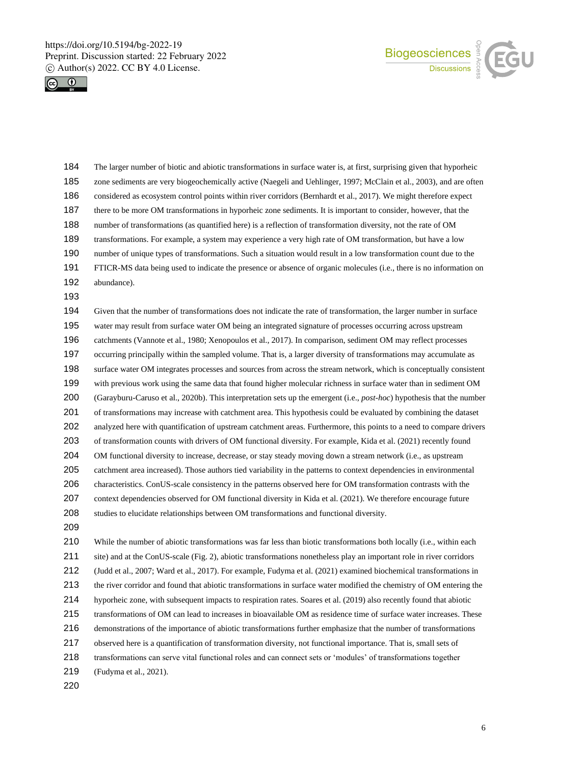The larger number of biotic and abiotic transformations in surface water is, at first, surprising given that hyporheic zone sediments are very biogeochemically active (Naegeli and Uehlinger, 1997; McClain et al., 2003), and are often considered as ecosystem control points within river corridors (Bernhardt et al., 2017). We might therefore expect there to be more OM transformations in hyporheic zone sediments. It is important to consider, however, that the number of transformations (as quantified here) is a reflection of transformation diversity, not the rate of OM transformations. For example, a system may experience a very high rate of OM transformation, but have a low number of unique types of transformations. Such a situation would result in a low transformation count due to the FTICR-MS data being used to indicate the presence or absence of organic molecules (i.e., there is no information on abundance).

Given that the number of transformations does not indicate the rate of transformation, the larger number in surface water may result from surface water OM being an integrated signature of processes occurring across upstream catchments (Vannote et al., 1980; Xenopoulos et al., 2017). In comparison, sediment OM may reflect processes occurring principally within the sampled volume. That is, a larger diversity of transformations may accumulate as surface water OM integrates processes and sources from across the stream network, which is conceptually consistent with previous work using the same data that found higher molecular richness in surface water than in sediment OM (Garayburu-Caruso et al., 2020b). This interpretation sets up the emergent (i.e., *post-hoc*) hypothesis that the number of transformations may increase with catchment area. This hypothesis could be evaluated by combining the dataset analyzed here with quantification of upstream catchment areas. Furthermore, this points to a need to compare drivers of transformation counts with drivers of OM functional diversity. For example, Kida et al. (2021) recently found OM functional diversity to increase, decrease, or stay steady moving down a stream network (i.e., as upstream catchment area increased). Those authors tied variability in the patterns to context dependencies in environmental characteristics. ConUS-scale consistency in the patterns observed here for OM transformation contrasts with the context dependencies observed for OM functional diversity in Kida et al. (2021). We therefore encourage future studies to elucidate relationships between OM transformations and functional diversity.

While the number of abiotic transformations was far less than biotic transformations both locally (i.e., within each site) and at the ConUS-scale (Fig. 2), abiotic transformations nonetheless play an important role in river corridors (Judd et al., 2007; Ward et al., 2017). For example, Fudyma et al. (2021) examined biochemical transformations in the river corridor and found that abiotic transformations in surface water modified the chemistry of OM entering the hyporheic zone, with subsequent impacts to respiration rates. Soares et al. (2019) also recently found that abiotic transformations of OM can lead to increases in bioavailable OM as residence time of surface water increases. These demonstrations of the importance of abiotic transformations further emphasize that the number of transformations observed here is a quantification of transformation diversity, not functional importance. That is, small sets of transformations can serve vital functional roles and can connect sets or 'modules' of transformations together (Fudyma et al., 2021).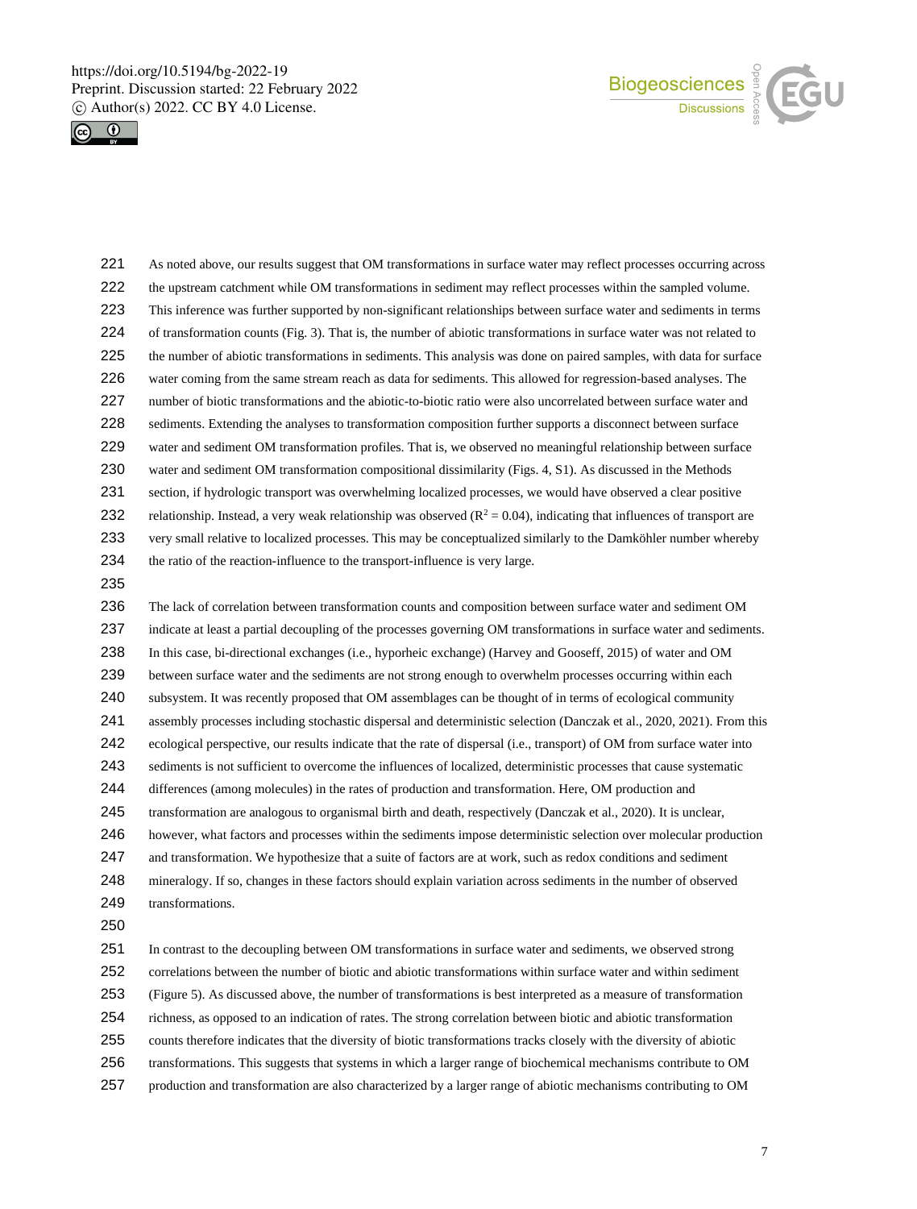As noted above, our results suggest that OM transformations in surface water may reflect processes occurring across the upstream catchment while OM transformations in sediment may reflect processes within the sampled volume. This inference was further supported by non-significant relationships between surface water and sediments in terms of transformation counts (Fig. 3). That is, the number of abiotic transformations in surface water was not related to the number of abiotic transformations in sediments. This analysis was done on paired samples, with data for surface water coming from the same stream reach as data for sediments. This allowed for regression-based analyses. The number of biotic transformations and the abiotic-to-biotic ratio were also uncorrelated between surface water and sediments. Extending the analyses to transformation composition further supports a disconnect between surface water and sediment OM transformation profiles. That is, we observed no meaningful relationship between surface water and sediment OM transformation compositional dissimilarity (Figs. 4, S1). As discussed in the Methods section, if hydrologic transport was overwhelming localized processes, we would have observed a clear positive relationship. Instead, a very weak relationship was observed ($R^2 = 0.04$), indicating that influences of transport are very small relative to localized processes. This may be conceptualized similarly to the Damköhler number whereby the ratio of the reaction-influence to the transport-influence is very large.

The lack of correlation between transformation counts and composition between surface water and sediment OM indicate at least a partial decoupling of the processes governing OM transformations in surface water and sediments. In this case, bi-directional exchanges (i.e., hyporheic exchange) (Harvey and Gooseff, 2015) of water and OM between surface water and the sediments are not strong enough to overwhelm processes occurring within each subsystem. It was recently proposed that OM assemblages can be thought of in terms of ecological community assembly processes including stochastic dispersal and deterministic selection (Danczak et al., 2020, 2021). From this ecological perspective, our results indicate that the rate of dispersal (i.e., transport) of OM from surface water into sediments is not sufficient to overcome the influences of localized, deterministic processes that cause systematic differences (among molecules) in the rates of production and transformation. Here, OM production and transformation are analogous to organismal birth and death, respectively (Danczak et al., 2020). It is unclear, however, what factors and processes within the sediments impose deterministic selection over molecular production and transformation. We hypothesize that a suite of factors are at work, such as redox conditions and sediment mineralogy. If so, changes in these factors should explain variation across sediments in the number of observed transformations.

In contrast to the decoupling between OM transformations in surface water and sediments, we observed strong correlations between the number of biotic and abiotic transformations within surface water and within sediment (Figure 5). As discussed above, the number of transformations is best interpreted as a measure of transformation richness, as opposed to an indication of rates. The strong correlation between biotic and abiotic transformation counts therefore indicates that the diversity of biotic transformations tracks closely with the diversity of abiotic transformations. This suggests that systems in which a larger range of biochemical mechanisms contribute to OM production and transformation are also characterized by a larger range of abiotic mechanisms contributing to OM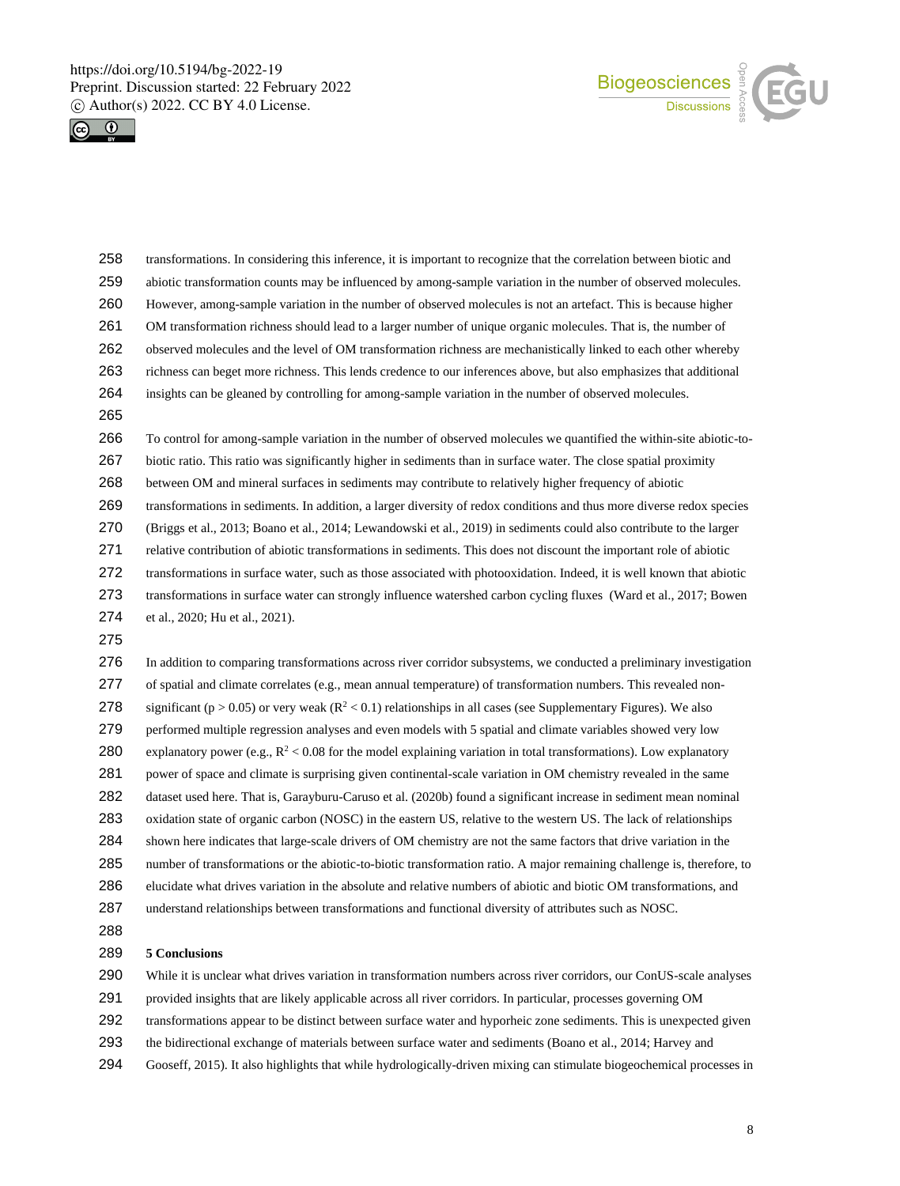transformations. In considering this inference, it is important to recognize that the correlation between biotic and abiotic transformation counts may be influenced by among-sample variation in the number of observed molecules. However, among-sample variation in the number of observed molecules is not an artefact. This is because higher OM transformation richness should lead to a larger number of unique organic molecules. That is, the number of observed molecules and the level of OM transformation richness are mechanistically linked to each other whereby richness can beget more richness. This lends credence to our inferences above, but also emphasizes that additional insights can be gleaned by controlling for among-sample variation in the number of observed molecules.

To control for among-sample variation in the number of observed molecules we quantified the within-site abiotic-to-biotic ratio. This ratio was significantly higher in sediments than in surface water. The close spatial proximity between OM and mineral surfaces in sediments may contribute to relatively higher frequency of abiotic transformations in sediments. In addition, a larger diversity of redox conditions and thus more diverse redox species (Briggs et al., 2013; Boano et al., 2014; Lewandowski et al., 2019) in sediments could also contribute to the larger relative contribution of abiotic transformations in sediments. This does not discount the important role of abiotic transformations in surface water, such as those associated with photooxidation. Indeed, it is well known that abiotic transformations in surface water can strongly influence watershed carbon cycling fluxes (Ward et al., 2017; Bowen et al., 2020; Hu et al., 2021).

In addition to comparing transformations across river corridor subsystems, we conducted a preliminary investigation of spatial and climate correlates (e.g., mean annual temperature) of transformation numbers. This revealed non-significant ($p > 0.05$) or very weak ($R^2 < 0.1$) relationships in all cases (see Supplementary Figures). We also performed multiple regression analyses and even models with 5 spatial and climate variables showed very low explanatory power (e.g., $R^2 < 0.08$ for the model explaining variation in total transformations). Low explanatory power of space and climate is surprising given continental-scale variation in OM chemistry revealed in the same dataset used here. That is, Garayburu-Caruso et al. (2020b) found a significant increase in sediment mean nominal oxidation state of organic carbon (NOSC) in the eastern US, relative to the western US. The lack of relationships shown here indicates that large-scale drivers of OM chemistry are not the same factors that drive variation in the number of transformations or the abiotic-to-biotic transformation ratio. A major remaining challenge is, therefore, to elucidate what drives variation in the absolute and relative numbers of abiotic and biotic OM transformations, and understand relationships between transformations and functional diversity of attributes such as NOSC.

## 5 Conclusions

While it is unclear what drives variation in transformation numbers across river corridors, our ConUS-scale analyses provided insights that are likely applicable across all river corridors. In particular, processes governing OM transformations appear to be distinct between surface water and hyporheic zone sediments. This is unexpected given the bidirectional exchange of materials between surface water and sediments (Boano et al., 2014; Harvey and Gooseff, 2015). It also highlights that while hydrologically-driven mixing can stimulate biogeochemical processes in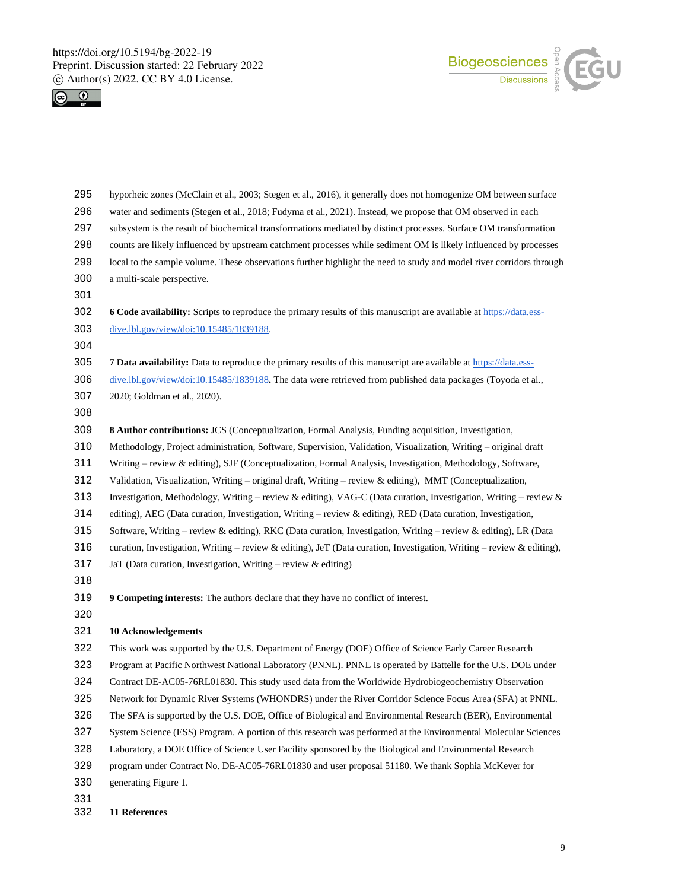hyporheic zones (McClain et al., 2003; Stegen et al., 2016), it generally does not homogenize OM between surface water and sediments (Stegen et al., 2018; Fudyma et al., 2021). Instead, we propose that OM observed in each subsystem is the result of biochemical transformations mediated by distinct processes. Surface OM transformation counts are likely influenced by upstream catchment processes while sediment OM is likely influenced by processes local to the sample volume. These observations further highlight the need to study and model river corridors through a multi-scale perspective.

**6 Code availability:** Scripts to reproduce the primary results of this manuscript are available at https://data.ess-dive.lbl.gov/view/doi:10.15485/1839188.

**7 Data availability:** Data to reproduce the primary results of this manuscript are available at https://data.ess-dive.lbl.gov/view/doi:10.15485/1839188**.** The data were retrieved from published data packages (Toyoda et al., 2020; Goldman et al., 2020).

**8 Author contributions:** JCS (Conceptualization, Formal Analysis, Funding acquisition, Investigation, Methodology, Project administration, Software, Supervision, Validation, Visualization, Writing – original draft Writing – review & editing), SJF (Conceptualization, Formal Analysis, Investigation, Methodology, Software, Validation, Visualization, Writing – original draft, Writing – review & editing), MMT (Conceptualization, Investigation, Methodology, Writing – review & editing), VAG-C (Data curation, Investigation, Writing – review & editing), AEG (Data curation, Investigation, Writing – review & editing), RED (Data curation, Investigation, Software, Writing – review & editing), RKC (Data curation, Investigation, Writing – review & editing), LR (Data curation, Investigation, Writing – review & editing), JeT (Data curation, Investigation, Writing – review & editing), JaT (Data curation, Investigation, Writing – review & editing)

**9 Competing interests:** The authors declare that they have no conflict of interest.

## 10 Acknowledgements

This work was supported by the U.S. Department of Energy (DOE) Office of Science Early Career Research Program at Pacific Northwest National Laboratory (PNNL). PNNL is operated by Battelle for the U.S. DOE under Contract DE-AC05-76RL01830. This study used data from the Worldwide Hydrobiogeochemistry Observation Network for Dynamic River Systems (WHONDRS) under the River Corridor Science Focus Area (SFA) at PNNL. The SFA is supported by the U.S. DOE, Office of Biological and Environmental Research (BER), Environmental System Science (ESS) Program. A portion of this research was performed at the Environmental Molecular Sciences Laboratory, a DOE Office of Science User Facility sponsored by the Biological and Environmental Research program under Contract No. DE-AC05-76RL01830 and user proposal 51180. We thank Sophia McKever for generating Figure 1.

## 11 References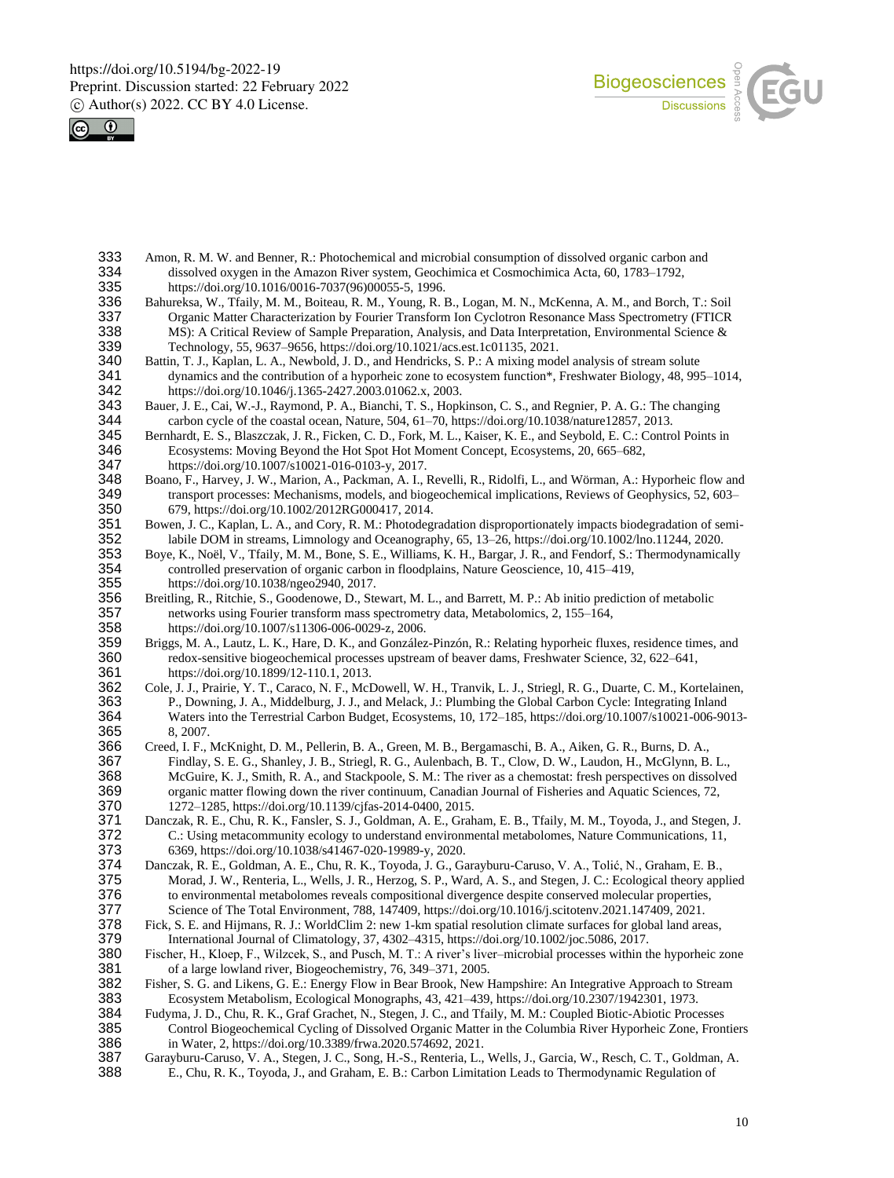Amon, R. M. W. and Benner, R.: Photochemical and microbial consumption of dissolved organic carbon and dissolved oxygen in the Amazon River system, Geochimica et Cosmochimica Acta, 60, 1783–1792, https://doi.org/10.1016/0016-7037(96)00055-5, 1996.

Bahureksa, W., Tfaily, M. M., Boiteau, R. M., Young, R. B., Logan, M. N., McKenna, A. M., and Borch, T.: Soil Organic Matter Characterization by Fourier Transform Ion Cyclotron Resonance Mass Spectrometry (FTICR MS): A Critical Review of Sample Preparation, Analysis, and Data Interpretation, Environmental Science & Technology, 55, 9637–9656, https://doi.org/10.1021/acs.est.1c01135, 2021.

Battin, T. J., Kaplan, L. A., Newbold, J. D., and Hendricks, S. P.: A mixing model analysis of stream solute dynamics and the contribution of a hyporheic zone to ecosystem function*, Freshwater Biology, 48, 995–1014, https://doi.org/10.1046/j.1365-2427.2003.01062.x, 2003.

Bauer, J. E., Cai, W.-J., Raymond, P. A., Bianchi, T. S., Hopkinson, C. S., and Regnier, P. A. G.: The changing carbon cycle of the coastal ocean, Nature, 504, 61–70, https://doi.org/10.1038/nature12857, 2013.

Bernhardt, E. S., Blaszczak, J. R., Ficken, C. D., Fork, M. L., Kaiser, K. E., and Seybold, E. C.: Control Points in Ecosystems: Moving Beyond the Hot Spot Hot Moment Concept, Ecosystems, 20, 665–682, https://doi.org/10.1007/s10021-016-0103-y, 2017.

Boano, F., Harvey, J. W., Marion, A., Packman, A. I., Revelli, R., Ridolfi, L., and Wörman, A.: Hyporheic flow and transport processes: Mechanisms, models, and biogeochemical implications, Reviews of Geophysics, 52, 603–679, https://doi.org/10.1002/2012RG000417, 2014.

Bowen, J. C., Kaplan, L. A., and Cory, R. M.: Photodegradation disproportionately impacts biodegradation of semi-labile DOM in streams, Limnology and Oceanography, 65, 13–26, https://doi.org/10.1002/lno.11244, 2020.

Boye, K., Noël, V., Tfaily, M. M., Bone, S. E., Williams, K. H., Bargar, J. R., and Fendorf, S.: Thermodynamically controlled preservation of organic carbon in floodplains, Nature Geoscience, 10, 415–419, https://doi.org/10.1038/ngeo2940, 2017.

Breitling, R., Ritchie, S., Goodenowe, D., Stewart, M. L., and Barrett, M. P.: Ab initio prediction of metabolic networks using Fourier transform mass spectrometry data, Metabolomics, 2, 155–164, https://doi.org/10.1007/s11306-006-0029-z, 2006.

Briggs, M. A., Lautz, L. K., Hare, D. K., and González-Pinzón, R.: Relating hyporheic fluxes, residence times, and redox-sensitive biogeochemical processes upstream of beaver dams, Freshwater Science, 32, 622–641, https://doi.org/10.1899/12-110.1, 2013.

Cole, J. J., Prairie, Y. T., Caraco, N. F., McDowell, W. H., Tranvik, L. J., Striegl, R. G., Duarte, C. M., Kortelainen, P., Downing, J. A., Middelburg, J. J., and Melack, J.: Plumbing the Global Carbon Cycle: Integrating Inland Waters into the Terrestrial Carbon Budget, Ecosystems, 10, 172–185, https://doi.org/10.1007/s10021-006-9013-8, 2007.

Creed, I. F., McKnight, D. M., Pellerin, B. A., Green, M. B., Bergamaschi, B. A., Aiken, G. R., Burns, D. A., Findlay, S. E. G., Shanley, J. B., Striegl, R. G., Aulenbach, B. T., Clow, D. W., Laudon, H., McGlynn, B. L., McGuire, K. J., Smith, R. A., and Stackpoole, S. M.: The river as a chemostat: fresh perspectives on dissolved organic matter flowing down the river continuum, Canadian Journal of Fisheries and Aquatic Sciences, 72, 1272–1285, https://doi.org/10.1139/cjfas-2014-0400, 2015.

Danczak, R. E., Chu, R. K., Fansler, S. J., Goldman, A. E., Graham, E. B., Tfaily, M. M., Toyoda, J., and Stegen, J. C.: Using metacommunity ecology to understand environmental metabolomes, Nature Communications, 11, 6369, https://doi.org/10.1038/s41467-020-19989-y, 2020.

Danczak, R. E., Goldman, A. E., Chu, R. K., Toyoda, J. G., Garayburu-Caruso, V. A., Tolić, N., Graham, E. B., Morad, J. W., Renteria, L., Wells, J. R., Herzog, S. P., Ward, A. S., and Stegen, J. C.: Ecological theory applied to environmental metabolomes reveals compositional divergence despite conserved molecular properties, Science of The Total Environment, 788, 147409, https://doi.org/10.1016/j.scitotenv.2021.147409, 2021.

Fick, S. E. and Hijmans, R. J.: WorldClim 2: new 1-km spatial resolution climate surfaces for global land areas, International Journal of Climatology, 37, 4302–4315, https://doi.org/10.1002/joc.5086, 2017.

Fischer, H., Kloep, F., Wilzcek, S., and Pusch, M. T.: A river's liver–microbial processes within the hyporheic zone of a large lowland river, Biogeochemistry, 76, 349–371, 2005.

Fisher, S. G. and Likens, G. E.: Energy Flow in Bear Brook, New Hampshire: An Integrative Approach to Stream Ecosystem Metabolism, Ecological Monographs, 43, 421–439, https://doi.org/10.2307/1942301, 1973.

Fudyma, J. D., Chu, R. K., Graf Grachet, N., Stegen, J. C., and Tfaily, M. M.: Coupled Biotic-Abiotic Processes Control Biogeochemical Cycling of Dissolved Organic Matter in the Columbia River Hyporheic Zone, Frontiers in Water, 2, https://doi.org/10.3389/frwa.2020.574692, 2021.

Garayburu-Caruso, V. A., Stegen, J. C., Song, H.-S., Renteria, L., Wells, J., Garcia, W., Resch, C. T., Goldman, A. E., Chu, R. K., Toyoda, J., and Graham, E. B.: Carbon Limitation Leads to Thermodynamic Regulation of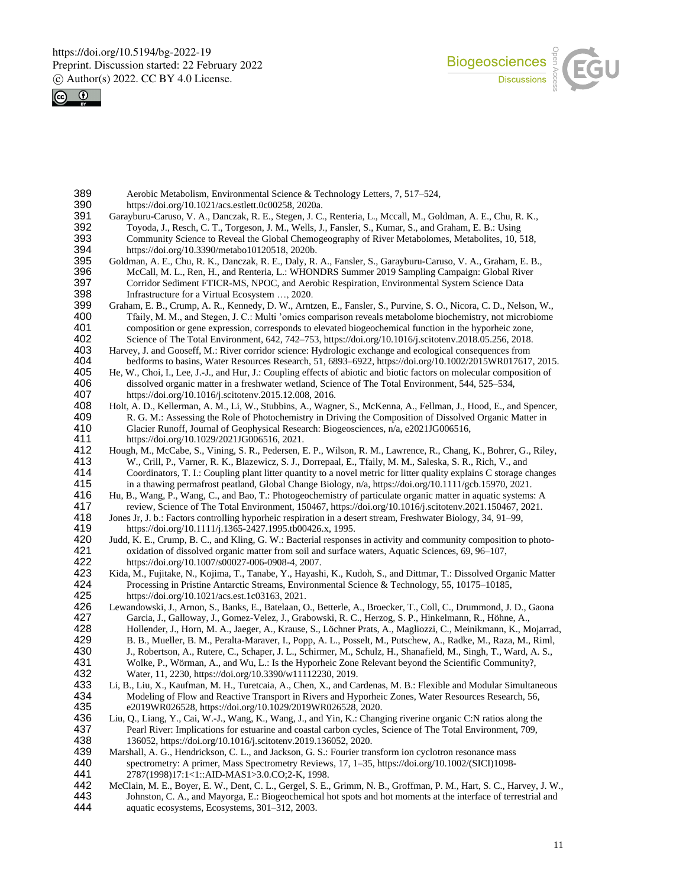Aerobic Metabolism, Environmental Science & Technology Letters, 7, 517–524, https://doi.org/10.1021/acs.estlett.0c00258, 2020a.

Garayburu-Caruso, V. A., Danczak, R. E., Stegen, J. C., Renteria, L., Mccall, M., Goldman, A. E., Chu, R. K., Toyoda, J., Resch, C. T., Torgeson, J. M., Wells, J., Fansler, S., Kumar, S., and Graham, E. B.: Using Community Science to Reveal the Global Chemogeography of River Metabolomes, Metabolites, 10, 518, https://doi.org/10.3390/metabo10120518, 2020b.

Goldman, A. E., Chu, R. K., Danczak, R. E., Daly, R. A., Fansler, S., Garayburu-Caruso, V. A., Graham, E. B., McCall, M. L., Ren, H., and Renteria, L.: WHONDRS Summer 2019 Sampling Campaign: Global River Corridor Sediment FTICR-MS, NPOC, and Aerobic Respiration, Environmental System Science Data Infrastructure for a Virtual Ecosystem …, 2020.

Graham, E. B., Crump, A. R., Kennedy, D. W., Arntzen, E., Fansler, S., Purvine, S. O., Nicora, C. D., Nelson, W., Tfaily, M. M., and Stegen, J. C.: Multi 'omics comparison reveals metabolome biochemistry, not microbiome composition or gene expression, corresponds to elevated biogeochemical function in the hyporheic zone, Science of The Total Environment, 642, 742–753, https://doi.org/10.1016/j.scitotenv.2018.05.256, 2018.

Harvey, J. and Gooseff, M.: River corridor science: Hydrologic exchange and ecological consequences from bedforms to basins, Water Resources Research, 51, 6893–6922, https://doi.org/10.1002/2015WR017617, 2015.

He, W., Choi, I., Lee, J.-J., and Hur, J.: Coupling effects of abiotic and biotic factors on molecular composition of dissolved organic matter in a freshwater wetland, Science of The Total Environment, 544, 525–534, https://doi.org/10.1016/j.scitotenv.2015.12.008, 2016.

Holt, A. D., Kellerman, A. M., Li, W., Stubbins, A., Wagner, S., McKenna, A., Fellman, J., Hood, E., and Spencer, R. G. M.: Assessing the Role of Photochemistry in Driving the Composition of Dissolved Organic Matter in Glacier Runoff, Journal of Geophysical Research: Biogeosciences, n/a, e2021JG006516, https://doi.org/10.1029/2021JG006516, 2021.

Hough, M., McCabe, S., Vining, S. R., Pedersen, E. P., Wilson, R. M., Lawrence, R., Chang, K., Bohrer, G., Riley, W., Crill, P., Varner, R. K., Blazewicz, S. J., Dorrepaal, E., Tfaily, M. M., Saleska, S. R., Rich, V., and Coordinators, T. I.: Coupling plant litter quantity to a novel metric for litter quality explains C storage changes in a thawing permafrost peatland, Global Change Biology, n/a, https://doi.org/10.1111/gcb.15970, 2021.

Hu, B., Wang, P., Wang, C., and Bao, T.: Photogeochemistry of particulate organic matter in aquatic systems: A review, Science of The Total Environment, 150467, https://doi.org/10.1016/j.scitotenv.2021.150467, 2021.

Jones Jr, J. b.: Factors controlling hyporheic respiration in a desert stream, Freshwater Biology, 34, 91–99, https://doi.org/10.1111/j.1365-2427.1995.tb00426.x, 1995.

Judd, K. E., Crump, B. C., and Kling, G. W.: Bacterial responses in activity and community composition to photo-oxidation of dissolved organic matter from soil and surface waters, Aquatic Sciences, 69, 96–107, https://doi.org/10.1007/s00027-006-0908-4, 2007.

Kida, M., Fujitake, N., Kojima, T., Tanabe, Y., Hayashi, K., Kudoh, S., and Dittmar, T.: Dissolved Organic Matter Processing in Pristine Antarctic Streams, Environmental Science & Technology, 55, 10175–10185, https://doi.org/10.1021/acs.est.1c03163, 2021.

Lewandowski, J., Arnon, S., Banks, E., Batelaan, O., Betterle, A., Broecker, T., Coll, C., Drummond, J. D., Gaona Garcia, J., Galloway, J., Gomez-Velez, J., Grabowski, R. C., Herzog, S. P., Hinkelmann, R., Höhne, A., Hollender, J., Horn, M. A., Jaeger, A., Krause, S., Löchner Prats, A., Magliozzi, C., Meinikmann, K., Mojarrad, B. B., Mueller, B. M., Peralta-Maraver, I., Popp, A. L., Posselt, M., Putschew, A., Radke, M., Raza, M., Riml, J., Robertson, A., Rutere, C., Schaper, J. L., Schirmer, M., Schulz, H., Shanafield, M., Singh, T., Ward, A. S., Wolke, P., Wörman, A., and Wu, L.: Is the Hyporheic Zone Relevant beyond the Scientific Community?, Water, 11, 2230, https://doi.org/10.3390/w11112230, 2019.

Li, B., Liu, X., Kaufman, M. H., Turetcaia, A., Chen, X., and Cardenas, M. B.: Flexible and Modular Simultaneous Modeling of Flow and Reactive Transport in Rivers and Hyporheic Zones, Water Resources Research, 56, e2019WR026528, https://doi.org/10.1029/2019WR026528, 2020.

Liu, Q., Liang, Y., Cai, W.-J., Wang, K., Wang, J., and Yin, K.: Changing riverine organic C:N ratios along the Pearl River: Implications for estuarine and coastal carbon cycles, Science of The Total Environment, 709, 136052, https://doi.org/10.1016/j.scitotenv.2019.136052, 2020.

Marshall, A. G., Hendrickson, C. L., and Jackson, G. S.: Fourier transform ion cyclotron resonance mass spectrometry: A primer, Mass Spectrometry Reviews, 17, 1–35, https://doi.org/10.1002/(SICI)1098-2787(1998)17:1<1::AID-MAS1>3.0.CO;2-K, 1998.

McClain, M. E., Boyer, E. W., Dent, C. L., Gergel, S. E., Grimm, N. B., Groffman, P. M., Hart, S. C., Harvey, J. W., Johnston, C. A., and Mayorga, E.: Biogeochemical hot spots and hot moments at the interface of terrestrial and aquatic ecosystems, Ecosystems, 301–312, 2003.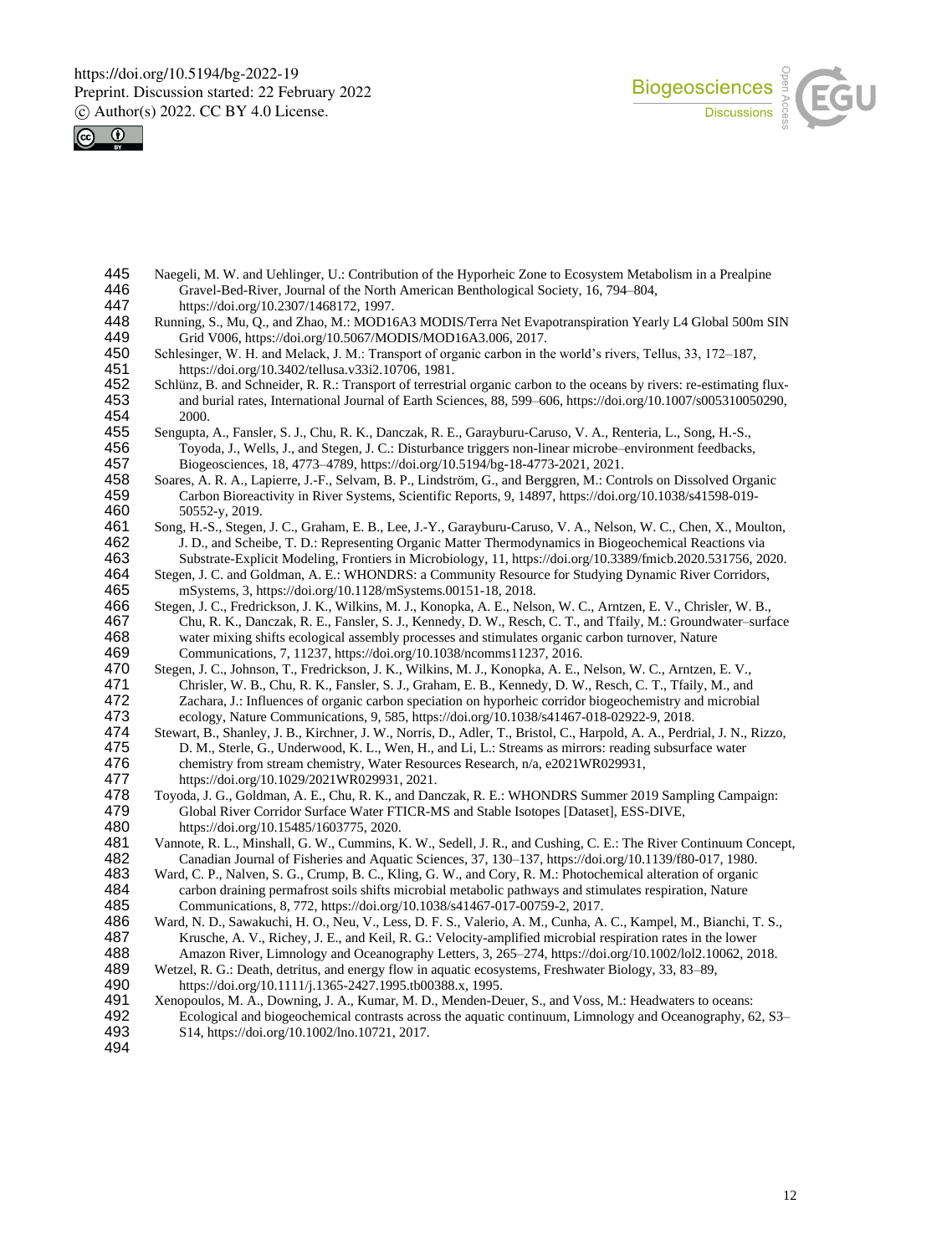Naegeli, M. W. and Uehlinger, U.: Contribution of the Hyporheic Zone to Ecosystem Metabolism in a Prealpine Gravel-Bed-River, Journal of the North American Benthological Society, 16, 794–804, https://doi.org/10.2307/1468172, 1997.

Running, S., Mu, Q., and Zhao, M.: MOD16A3 MODIS/Terra Net Evapotranspiration Yearly L4 Global 500m SIN Grid V006, https://doi.org/10.5067/MODIS/MOD16A3.006, 2017.

Schlesinger, W. H. and Melack, J. M.: Transport of organic carbon in the world's rivers, Tellus, 33, 172–187, https://doi.org/10.3402/tellusa.v33i2.10706, 1981.

Schlünz, B. and Schneider, R. R.: Transport of terrestrial organic carbon to the oceans by rivers: re-estimating flux- and burial rates, International Journal of Earth Sciences, 88, 599–606, https://doi.org/10.1007/s005310050290, 2000.

Sengupta, A., Fansler, S. J., Chu, R. K., Danczak, R. E., Garayburu-Caruso, V. A., Renteria, L., Song, H.-S., Toyoda, J., Wells, J., and Stegen, J. C.: Disturbance triggers non-linear microbe–environment feedbacks, Biogeosciences, 18, 4773–4789, https://doi.org/10.5194/bg-18-4773-2021, 2021.

Soares, A. R. A., Lapierre, J.-F., Selvam, B. P., Lindström, G., and Berggren, M.: Controls on Dissolved Organic Carbon Bioreactivity in River Systems, Scientific Reports, 9, 14897, https://doi.org/10.1038/s41598-019-50552-y, 2019.

Song, H.-S., Stegen, J. C., Graham, E. B., Lee, J.-Y., Garayburu-Caruso, V. A., Nelson, W. C., Chen, X., Moulton, J. D., and Scheibe, T. D.: Representing Organic Matter Thermodynamics in Biogeochemical Reactions via Substrate-Explicit Modeling, Frontiers in Microbiology, 11, https://doi.org/10.3389/fmicb.2020.531756, 2020.

Stegen, J. C. and Goldman, A. E.: WHONDRS: a Community Resource for Studying Dynamic River Corridors, mSystems, 3, https://doi.org/10.1128/mSystems.00151-18, 2018.

Stegen, J. C., Fredrickson, J. K., Wilkins, M. J., Konopka, A. E., Nelson, W. C., Arntzen, E. V., Chrisler, W. B., Chu, R. K., Danczak, R. E., Fansler, S. J., Kennedy, D. W., Resch, C. T., and Tfaily, M.: Groundwater–surface water mixing shifts ecological assembly processes and stimulates organic carbon turnover, Nature Communications, 7, 11237, https://doi.org/10.1038/ncomms11237, 2016.

Stegen, J. C., Johnson, T., Fredrickson, J. K., Wilkins, M. J., Konopka, A. E., Nelson, W. C., Arntzen, E. V., Chrisler, W. B., Chu, R. K., Fansler, S. J., Graham, E. B., Kennedy, D. W., Resch, C. T., Tfaily, M., and Zachara, J.: Influences of organic carbon speciation on hyporheic corridor biogeochemistry and microbial ecology, Nature Communications, 9, 585, https://doi.org/10.1038/s41467-018-02922-9, 2018.

Stewart, B., Shanley, J. B., Kirchner, J. W., Norris, D., Adler, T., Bristol, C., Harpold, A. A., Perdrial, J. N., Rizzo, D. M., Sterle, G., Underwood, K. L., Wen, H., and Li, L.: Streams as mirrors: reading subsurface water chemistry from stream chemistry, Water Resources Research, n/a, e2021WR029931, https://doi.org/10.1029/2021WR029931, 2021.

Toyoda, J. G., Goldman, A. E., Chu, R. K., and Danczak, R. E.: WHONDRS Summer 2019 Sampling Campaign: Global River Corridor Surface Water FTICR-MS and Stable Isotopes [Dataset], ESS-DIVE, https://doi.org/10.15485/1603775, 2020.

Vannote, R. L., Minshall, G. W., Cummins, K. W., Sedell, J. R., and Cushing, C. E.: The River Continuum Concept, Canadian Journal of Fisheries and Aquatic Sciences, 37, 130–137, https://doi.org/10.1139/f80-017, 1980.

Ward, C. P., Nalven, S. G., Crump, B. C., Kling, G. W., and Cory, R. M.: Photochemical alteration of organic carbon draining permafrost soils shifts microbial metabolic pathways and stimulates respiration, Nature Communications, 8, 772, https://doi.org/10.1038/s41467-017-00759-2, 2017.

Ward, N. D., Sawakuchi, H. O., Neu, V., Less, D. F. S., Valerio, A. M., Cunha, A. C., Kampel, M., Bianchi, T. S., Krusche, A. V., Richey, J. E., and Keil, R. G.: Velocity-amplified microbial respiration rates in the lower Amazon River, Limnology and Oceanography Letters, 3, 265–274, https://doi.org/10.1002/lol2.10062, 2018.

Wetzel, R. G.: Death, detritus, and energy flow in aquatic ecosystems, Freshwater Biology, 33, 83–89, https://doi.org/10.1111/j.1365-2427.1995.tb00388.x, 1995.

Xenopoulos, M. A., Downing, J. A., Kumar, M. D., Menden-Deuer, S., and Voss, M.: Headwaters to oceans: Ecological and biogeochemical contrasts across the aquatic continuum, Limnology and Oceanography, 62, S3–S14, https://doi.org/10.1002/lno.10721, 2017.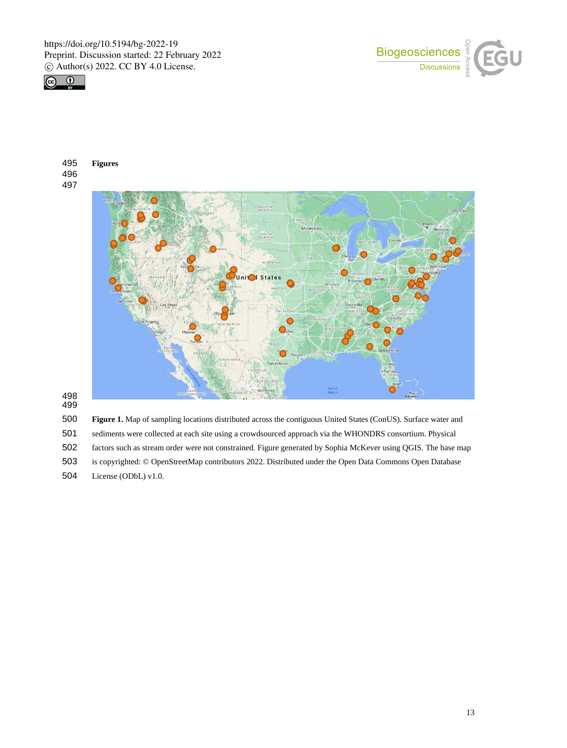## Figures

**Figure 1.** Map of sampling locations distributed across the contiguous United States (ConUS). Surface water and sediments were collected at each site using a crowdsourced approach via the WHONDRS consortium. Physical factors such as stream order were not constrained. Figure generated by Sophia McKever using QGIS. The base map is copyrighted: © OpenStreetMap contributors 2022. Distributed under the Open Data Commons Open Database License (ODbL) v1.0.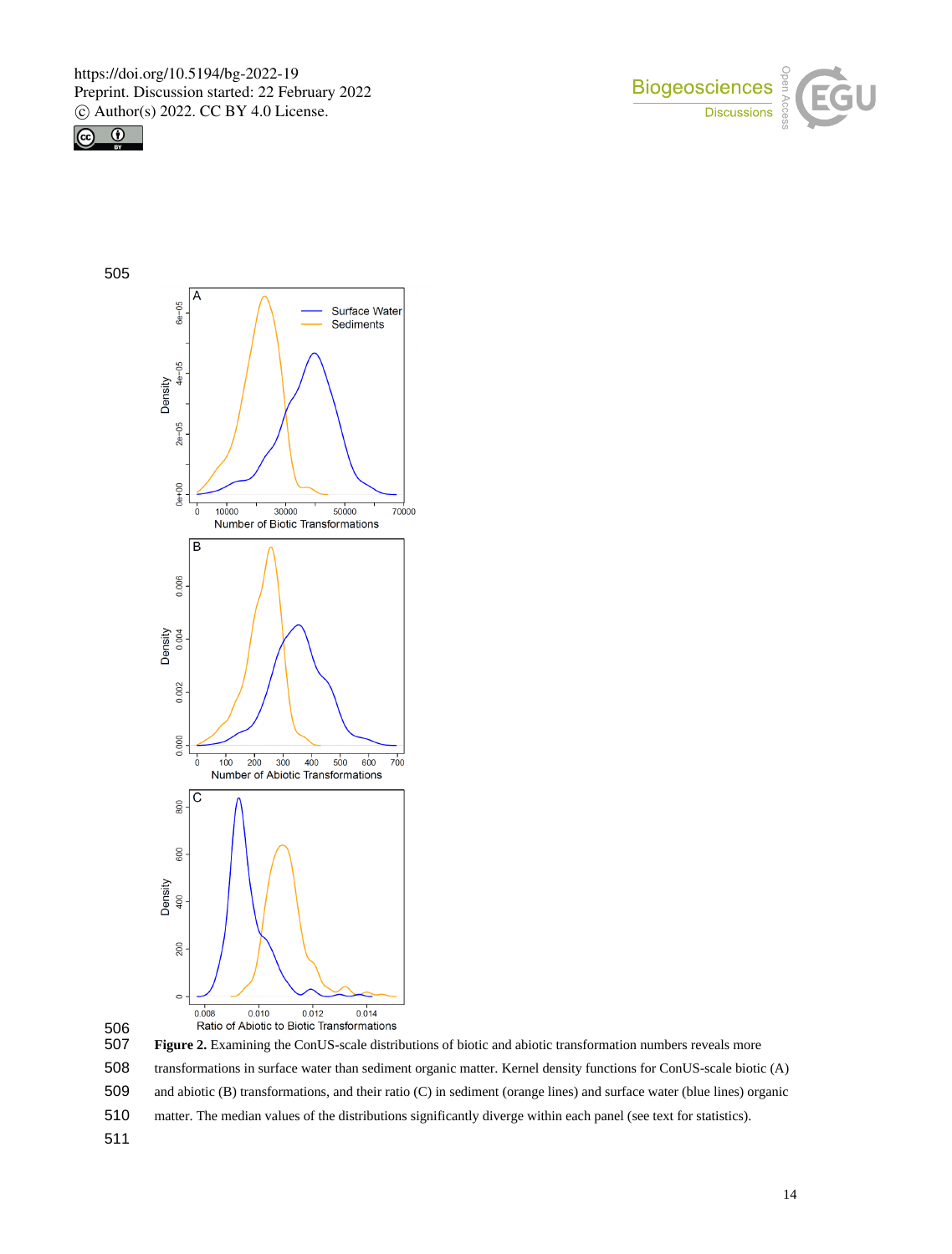**Figure 2.** Examining the ConUS-scale distributions of biotic and abiotic transformation numbers reveals more transformations in surface water than sediment organic matter. Kernel density functions for ConUS-scale biotic (A) and abiotic (B) transformations, and their ratio (C) in sediment (orange lines) and surface water (blue lines) organic matter. The median values of the distributions significantly diverge within each panel (see text for statistics).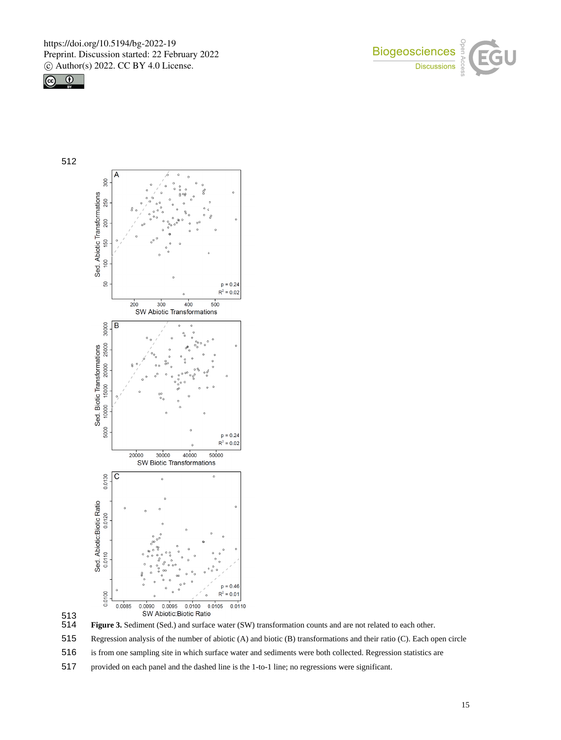**Figure 3.** Sediment (Sed.) and surface water (SW) transformation counts and are not related to each other. Regression analysis of the number of abiotic (A) and biotic (B) transformations and their ratio (C). Each open circle is from one sampling site in which surface water and sediments were both collected. Regression statistics are provided on each panel and the dashed line is the 1-to-1 line; no regressions were significant.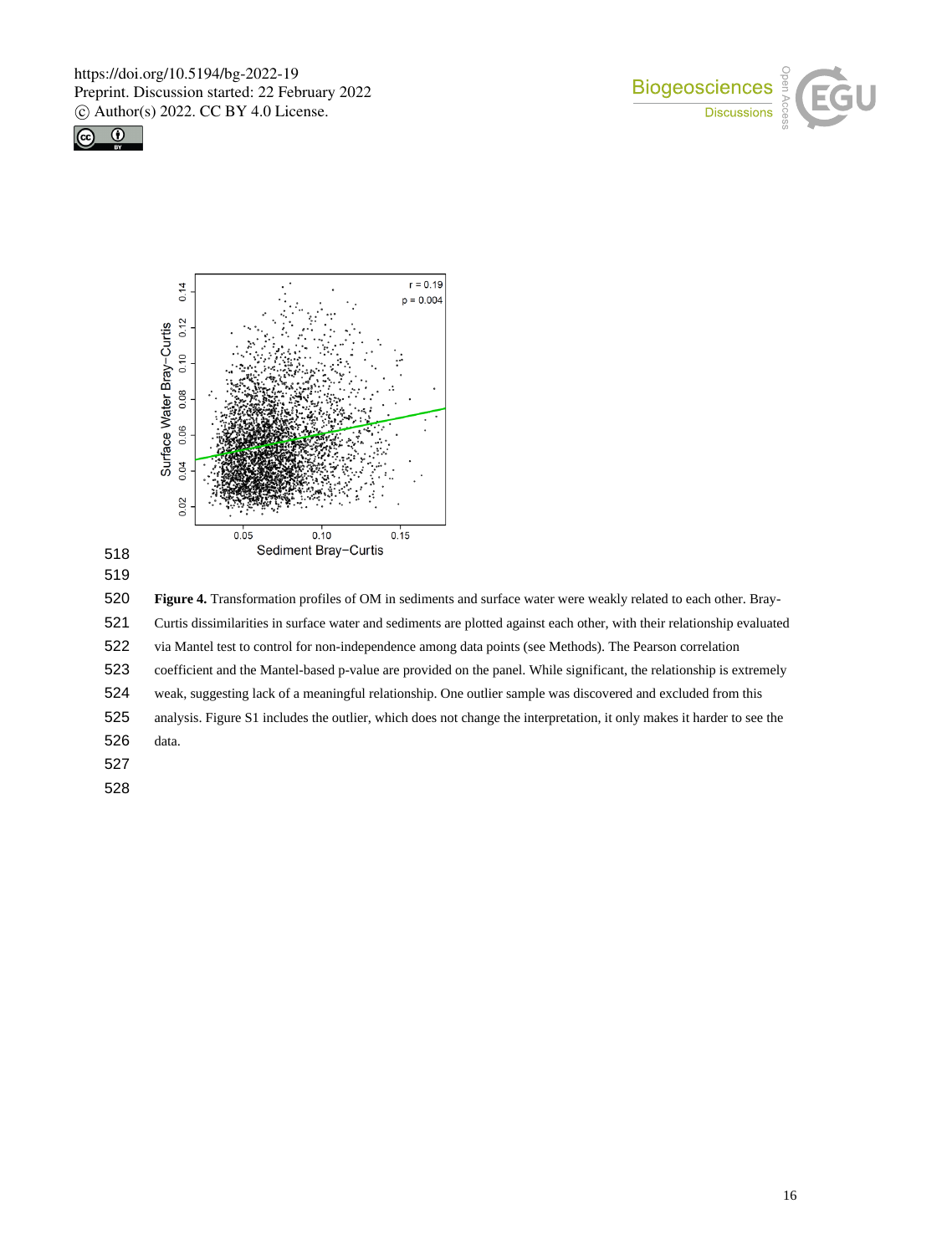**Figure 4.** Transformation profiles of OM in sediments and surface water were weakly related to each other. Bray-Curtis dissimilarities in surface water and sediments are plotted against each other, with their relationship evaluated via Mantel test to control for non-independence among data points (see Methods). The Pearson correlation coefficient and the Mantel-based p-value are provided on the panel. While significant, the relationship is extremely weak, suggesting lack of a meaningful relationship. One outlier sample was discovered and excluded from this analysis. Figure S1 includes the outlier, which does not change the interpretation, it only makes it harder to see the data.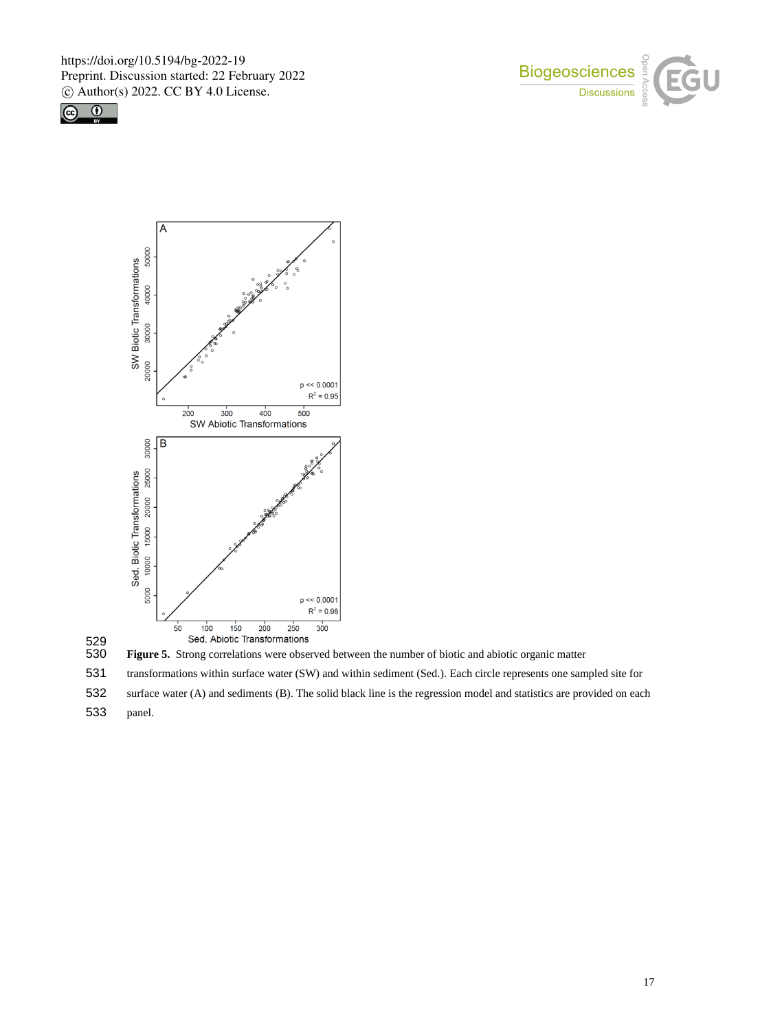A

SW Biotic Transformations

50000
40000
30000
20000

p << 0.0001
$R^2 = 0.95$

200 300 400 500

SW Abiotic Transformations

B

Sed. Biotic Transformations

30000
25000
20000
15000
10000
5000

p << 0.0001
$R^2 = 0.98$

50 100 150 200 250 300

Sed. Abiotic Transformations

**Figure 5.** Strong correlations were observed between the number of biotic and abiotic organic matter transformations within surface water (SW) and within sediment (Sed.). Each circle represents one sampled site for surface water (A) and sediments (B). The solid black line is the regression model and statistics are provided on each panel.